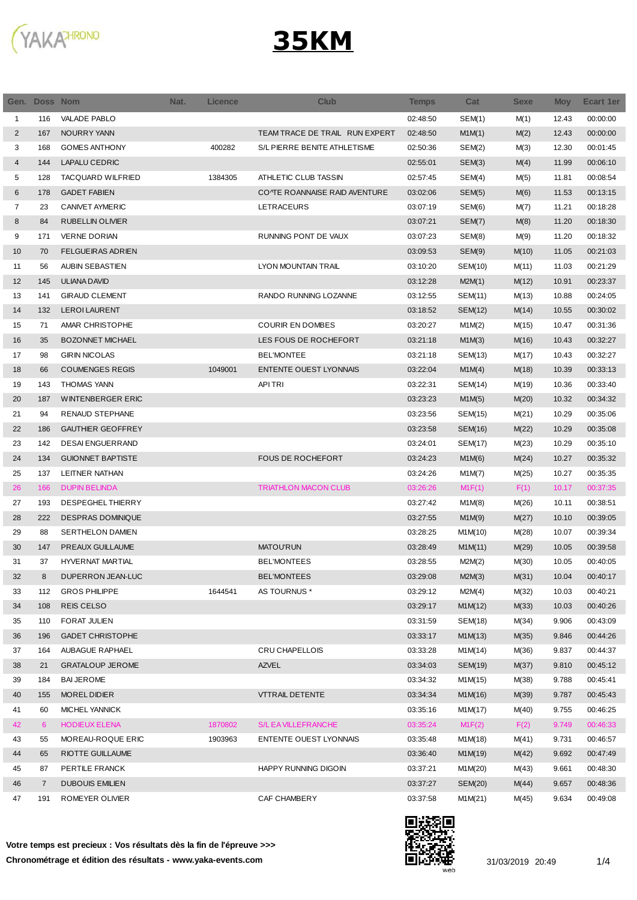# 35KM

| Gen. | Doss | Nom | Nat. | Licence | Club | Temps | Cat | Sexe | Moy | Ecart 1er |
|---|---|---|---|---|---|---|---|---|---|---|
| 1 | 116 | VALADE PABLO | | | | 02:48:50 | SEM(1) | M(1) | 12.43 | 00:00:00 |
| 2 | 167 | NOURRY YANN | | | TEAM TRACE DE TRAIL RUN EXPERT | 02:48:50 | M1M(1) | M(2) | 12.43 | 00:00:00 |
| 3 | 168 | GOMES ANTHONY | | 400282 | S/L PIERRE BENITE ATHLETISME | 02:50:36 | SEM(2) | M(3) | 12.30 | 00:01:45 |
| 4 | 144 | LAPALU CEDRIC | | | | 02:55:01 | SEM(3) | M(4) | 11.99 | 00:06:10 |
| 5 | 128 | TACQUARD WILFRIED | | 1384305 | ATHLETIC CLUB TASSIN | 02:57:45 | SEM(4) | M(5) | 11.81 | 00:08:54 |
| 6 | 178 | GADET FABIEN | | | CO^TE ROANNAISE RAID AVENTURE | 03:02:06 | SEM(5) | M(6) | 11.53 | 00:13:15 |
| 7 | 23 | CANIVET AYMERIC | | | LETRACEURS | 03:07:19 | SEM(6) | M(7) | 11.21 | 00:18:28 |
| 8 | 84 | RUBELLIN OLIVIER | | | | 03:07:21 | SEM(7) | M(8) | 11.20 | 00:18:30 |
| 9 | 171 | VERNE DORIAN | | | RUNNING PONT DE VAUX | 03:07:23 | SEM(8) | M(9) | 11.20 | 00:18:32 |
| 10 | 70 | FELGUEIRAS ADRIEN | | | | 03:09:53 | SEM(9) | M(10) | 11.05 | 00:21:03 |
| 11 | 56 | AUBIN SEBASTIEN | | | LYON MOUNTAIN TRAIL | 03:10:20 | SEM(10) | M(11) | 11.03 | 00:21:29 |
| 12 | 145 | ULIANA DAVID | | | | 03:12:28 | M2M(1) | M(12) | 10.91 | 00:23:37 |
| 13 | 141 | GIRAUD CLEMENT | | | RANDO RUNNING LOZANNE | 03:12:55 | SEM(11) | M(13) | 10.88 | 00:24:05 |
| 14 | 132 | LEROI LAURENT | | | | 03:18:52 | SEM(12) | M(14) | 10.55 | 00:30:02 |
| 15 | 71 | AMAR CHRISTOPHE | | | COURIR EN DOMBES | 03:20:27 | M1M(2) | M(15) | 10.47 | 00:31:36 |
| 16 | 35 | BOZONNET MICHAEL | | | LES FOUS DE ROCHEFORT | 03:21:18 | M1M(3) | M(16) | 10.43 | 00:32:27 |
| 17 | 98 | GIRIN NICOLAS | | | BEL'MONTEE | 03:21:18 | SEM(13) | M(17) | 10.43 | 00:32:27 |
| 18 | 66 | COUMENGES REGIS | | 1049001 | ENTENTE OUEST LYONNAIS | 03:22:04 | M1M(4) | M(18) | 10.39 | 00:33:13 |
| 19 | 143 | THOMAS YANN | | | API TRI | 03:22:31 | SEM(14) | M(19) | 10.36 | 00:33:40 |
| 20 | 187 | WINTENBERGER ERIC | | | | 03:23:23 | M1M(5) | M(20) | 10.32 | 00:34:32 |
| 21 | 94 | RENAUD STEPHANE | | | | 03:23:56 | SEM(15) | M(21) | 10.29 | 00:35:06 |
| 22 | 186 | GAUTHIER GEOFFREY | | | | 03:23:58 | SEM(16) | M(22) | 10.29 | 00:35:08 |
| 23 | 142 | DESAI ENGUERRAND | | | | 03:24:01 | SEM(17) | M(23) | 10.29 | 00:35:10 |
| 24 | 134 | GUIONNET BAPTISTE | | | FOUS DE ROCHEFORT | 03:24:23 | M1M(6) | M(24) | 10.27 | 00:35:32 |
| 25 | 137 | LEITNER NATHAN | | | | 03:24:26 | M1M(7) | M(25) | 10.27 | 00:35:35 |
| 26 | 166 | DUPIN BELINDA | | | TRIATHLON MACON CLUB | 03:26:26 | M1F(1) | F(1) | 10.17 | 00:37:35 |
| 27 | 193 | DESPEGHEL THIERRY | | | | 03:27:42 | M1M(8) | M(26) | 10.11 | 00:38:51 |
| 28 | 222 | DESPRAS DOMINIQUE | | | | 03:27:55 | M1M(9) | M(27) | 10.10 | 00:39:05 |
| 29 | 88 | SERTHELON DAMIEN | | | | 03:28:25 | M1M(10) | M(28) | 10.07 | 00:39:34 |
| 30 | 147 | PREAUX GUILLAUME | | | MATOU'RUN | 03:28:49 | M1M(11) | M(29) | 10.05 | 00:39:58 |
| 31 | 37 | HYVERNAT MARTIAL | | | BEL'MONTEES | 03:28:55 | M2M(2) | M(30) | 10.05 | 00:40:05 |
| 32 | 8 | DUPERRON JEAN-LUC | | | BEL'MONTEES | 03:29:08 | M2M(3) | M(31) | 10.04 | 00:40:17 |
| 33 | 112 | GROS PHILIPPE | | 1644541 | AS TOURNUS * | 03:29:12 | M2M(4) | M(32) | 10.03 | 00:40:21 |
| 34 | 108 | REIS CELSO | | | | 03:29:17 | M1M(12) | M(33) | 10.03 | 00:40:26 |
| 35 | 110 | FORAT JULIEN | | | | 03:31:59 | SEM(18) | M(34) | 9.906 | 00:43:09 |
| 36 | 196 | GADET CHRISTOPHE | | | | 03:33:17 | M1M(13) | M(35) | 9.846 | 00:44:26 |
| 37 | 164 | AUBAGUE RAPHAEL | | | CRU CHAPELLOIS | 03:33:28 | M1M(14) | M(36) | 9.837 | 00:44:37 |
| 38 | 21 | GRATALOUP JEROME | | | AZVEL | 03:34:03 | SEM(19) | M(37) | 9.810 | 00:45:12 |
| 39 | 184 | BAI JEROME | | | | 03:34:32 | M1M(15) | M(38) | 9.788 | 00:45:41 |
| 40 | 155 | MOREL DIDIER | | | VTTRAIL DETENTE | 03:34:34 | M1M(16) | M(39) | 9.787 | 00:45:43 |
| 41 | 60 | MICHEL YANNICK | | | | 03:35:16 | M1M(17) | M(40) | 9.755 | 00:46:25 |
| 42 | 6 | HODIEUX ELENA | | 1870802 | S/L EA VILLEFRANCHE | 03:35:24 | M1F(2) | F(2) | 9.749 | 00:46:33 |
| 43 | 55 | MOREAU-ROQUE ERIC | | 1903963 | ENTENTE OUEST LYONNAIS | 03:35:48 | M1M(18) | M(41) | 9.731 | 00:46:57 |
| 44 | 65 | RIOTTE GUILLAUME | | | | 03:36:40 | M1M(19) | M(42) | 9.692 | 00:47:49 |
| 45 | 87 | PERTILE FRANCK | | | HAPPY RUNNING DIGOIN | 03:37:21 | M1M(20) | M(43) | 9.661 | 00:48:30 |
| 46 | 7 | DUBOUIS EMILIEN | | | | 03:37:27 | SEM(20) | M(44) | 9.657 | 00:48:36 |
| 47 | 191 | ROMEYER OLIVIER | | | CAF CHAMBERY | 03:37:58 | M1M(21) | M(45) | 9.634 | 00:49:08 |

**Votre temps est precieux : Vos résultats dès la fin de l'épreuve >>>**

**Chronométrage et édition des résultats - www.yaka-events.com**

31/03/2019 20:49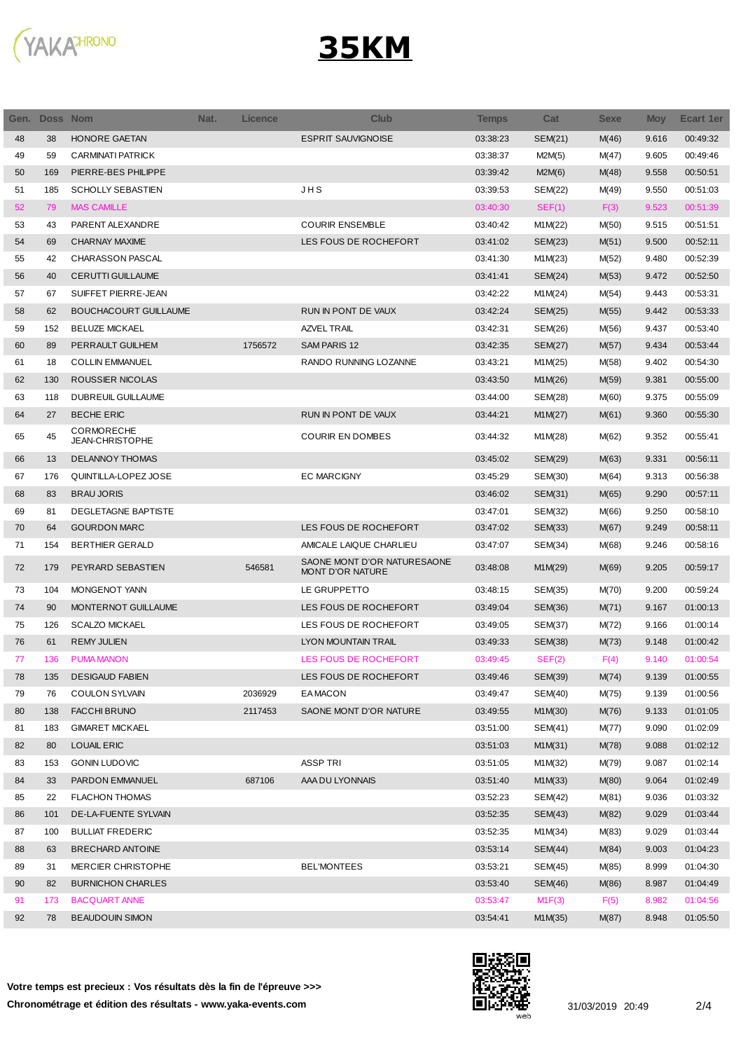# 35KM

| Gen. | Doss | Nom | Nat. | Licence | Club | Temps | Cat | Sexe | Moy | Ecart 1er |
|---|---|---|---|---|---|---|---|---|---|---|
| 48 | 38 | HONORE GAETAN | | | ESPRIT SAUVIGNOISE | 03:38:23 | SEM(21) | M(46) | 9.616 | 00:49:32 |
| 49 | 59 | CARMINATI PATRICK | | | | 03:38:37 | M2M(5) | M(47) | 9.605 | 00:49:46 |
| 50 | 169 | PIERRE-BES PHILIPPE | | | | 03:39:42 | M2M(6) | M(48) | 9.558 | 00:50:51 |
| 51 | 185 | SCHOLLY SEBASTIEN | | | J H S | 03:39:53 | SEM(22) | M(49) | 9.550 | 00:51:03 |
| 52 | 79 | MAS CAMILLE | | | | 03:40:30 | SEF(1) | F(3) | 9.523 | 00:51:39 |
| 53 | 43 | PARENT ALEXANDRE | | | COURIR ENSEMBLE | 03:40:42 | M1M(22) | M(50) | 9.515 | 00:51:51 |
| 54 | 69 | CHARNAY MAXIME | | | LES FOUS DE ROCHEFORT | 03:41:02 | SEM(23) | M(51) | 9.500 | 00:52:11 |
| 55 | 42 | CHARASSON PASCAL | | | | 03:41:30 | M1M(23) | M(52) | 9.480 | 00:52:39 |
| 56 | 40 | CERUTTI GUILLAUME | | | | 03:41:41 | SEM(24) | M(53) | 9.472 | 00:52:50 |
| 57 | 67 | SUIFFET PIERRE-JEAN | | | | 03:42:22 | M1M(24) | M(54) | 9.443 | 00:53:31 |
| 58 | 62 | BOUCHACOURT GUILLAUME | | | RUN IN PONT DE VAUX | 03:42:24 | SEM(25) | M(55) | 9.442 | 00:53:33 |
| 59 | 152 | BELUZE MICKAEL | | | AZVEL TRAIL | 03:42:31 | SEM(26) | M(56) | 9.437 | 00:53:40 |
| 60 | 89 | PERRAULT GUILHEM | | 1756572 | SAM PARIS 12 | 03:42:35 | SEM(27) | M(57) | 9.434 | 00:53:44 |
| 61 | 18 | COLLIN EMMANUEL | | | RANDO RUNNING LOZANNE | 03:43:21 | M1M(25) | M(58) | 9.402 | 00:54:30 |
| 62 | 130 | ROUSSIER NICOLAS | | | | 03:43:50 | M1M(26) | M(59) | 9.381 | 00:55:00 |
| 63 | 118 | DUBREUIL GUILLAUME | | | | 03:44:00 | SEM(28) | M(60) | 9.375 | 00:55:09 |
| 64 | 27 | BECHE ERIC | | | RUN IN PONT DE VAUX | 03:44:21 | M1M(27) | M(61) | 9.360 | 00:55:30 |
| 65 | 45 | CORMORECHE JEAN-CHRISTOPHE | | | COURIR EN DOMBES | 03:44:32 | M1M(28) | M(62) | 9.352 | 00:55:41 |
| 66 | 13 | DELANNOY THOMAS | | | | 03:45:02 | SEM(29) | M(63) | 9.331 | 00:56:11 |
| 67 | 176 | QUINTILLA-LOPEZ JOSE | | | EC MARCIGNY | 03:45:29 | SEM(30) | M(64) | 9.313 | 00:56:38 |
| 68 | 83 | BRAU JORIS | | | | 03:46:02 | SEM(31) | M(65) | 9.290 | 00:57:11 |
| 69 | 81 | DEGLETAGNE BAPTISTE | | | | 03:47:01 | SEM(32) | M(66) | 9.250 | 00:58:10 |
| 70 | 64 | GOURDON MARC | | | LES FOUS DE ROCHEFORT | 03:47:02 | SEM(33) | M(67) | 9.249 | 00:58:11 |
| 71 | 154 | BERTHIER GERALD | | | AMICALE LAIQUE CHARLIEU | 03:47:07 | SEM(34) | M(68) | 9.246 | 00:58:16 |
| 72 | 179 | PEYRARD SEBASTIEN | | 546581 | SAONE MONT D'OR NATURESAONE MONT D'OR NATURE | 03:48:08 | M1M(29) | M(69) | 9.205 | 00:59:17 |
| 73 | 104 | MONGENOT YANN | | | LE GRUPPETTO | 03:48:15 | SEM(35) | M(70) | 9.200 | 00:59:24 |
| 74 | 90 | MONTERNOT GUILLAUME | | | LES FOUS DE ROCHEFORT | 03:49:04 | SEM(36) | M(71) | 9.167 | 01:00:13 |
| 75 | 126 | SCALZO MICKAEL | | | LES FOUS DE ROCHEFORT | 03:49:05 | SEM(37) | M(72) | 9.166 | 01:00:14 |
| 76 | 61 | REMY JULIEN | | | LYON MOUNTAIN TRAIL | 03:49:33 | SEM(38) | M(73) | 9.148 | 01:00:42 |
| 77 | 136 | PUMA MANON | | | LES FOUS DE ROCHEFORT | 03:49:45 | SEF(2) | F(4) | 9.140 | 01:00:54 |
| 78 | 135 | DESIGAUD FABIEN | | | LES FOUS DE ROCHEFORT | 03:49:46 | SEM(39) | M(74) | 9.139 | 01:00:55 |
| 79 | 76 | COULON SYLVAIN | | 2036929 | EA MACON | 03:49:47 | SEM(40) | M(75) | 9.139 | 01:00:56 |
| 80 | 138 | FACCHI BRUNO | | 2117453 | SAONE MONT D'OR NATURE | 03:49:55 | M1M(30) | M(76) | 9.133 | 01:01:05 |
| 81 | 183 | GIMARET MICKAEL | | | | 03:51:00 | SEM(41) | M(77) | 9.090 | 01:02:09 |
| 82 | 80 | LOUAIL ERIC | | | | 03:51:03 | M1M(31) | M(78) | 9.088 | 01:02:12 |
| 83 | 153 | GONIN LUDOVIC | | | ASSP TRI | 03:51:05 | M1M(32) | M(79) | 9.087 | 01:02:14 |
| 84 | 33 | PARDON EMMANUEL | | 687106 | AAA DU LYONNAIS | 03:51:40 | M1M(33) | M(80) | 9.064 | 01:02:49 |
| 85 | 22 | FLACHON THOMAS | | | | 03:52:23 | SEM(42) | M(81) | 9.036 | 01:03:32 |
| 86 | 101 | DE-LA-FUENTE SYLVAIN | | | | 03:52:35 | SEM(43) | M(82) | 9.029 | 01:03:44 |
| 87 | 100 | BULLIAT FREDERIC | | | | 03:52:35 | M1M(34) | M(83) | 9.029 | 01:03:44 |
| 88 | 63 | BRECHARD ANTOINE | | | | 03:53:14 | SEM(44) | M(84) | 9.003 | 01:04:23 |
| 89 | 31 | MERCIER CHRISTOPHE | | | BEL'MONTEES | 03:53:21 | SEM(45) | M(85) | 8.999 | 01:04:30 |
| 90 | 82 | BURNICHON CHARLES | | | | 03:53:40 | SEM(46) | M(86) | 8.987 | 01:04:49 |
| 91 | 173 | BACQUART ANNE | | | | 03:53:47 | M1F(3) | F(5) | 8.982 | 01:04:56 |
| 92 | 78 | BEAUDOUIN SIMON | | | | 03:54:41 | M1M(35) | M(87) | 8.948 | 01:05:50 |

**Votre temps est precieux : Vos résultats dès la fin de l'épreuve >>>**

**Chronométrage et édition des résultats - www.yaka-events.com**

31/03/2019 20:49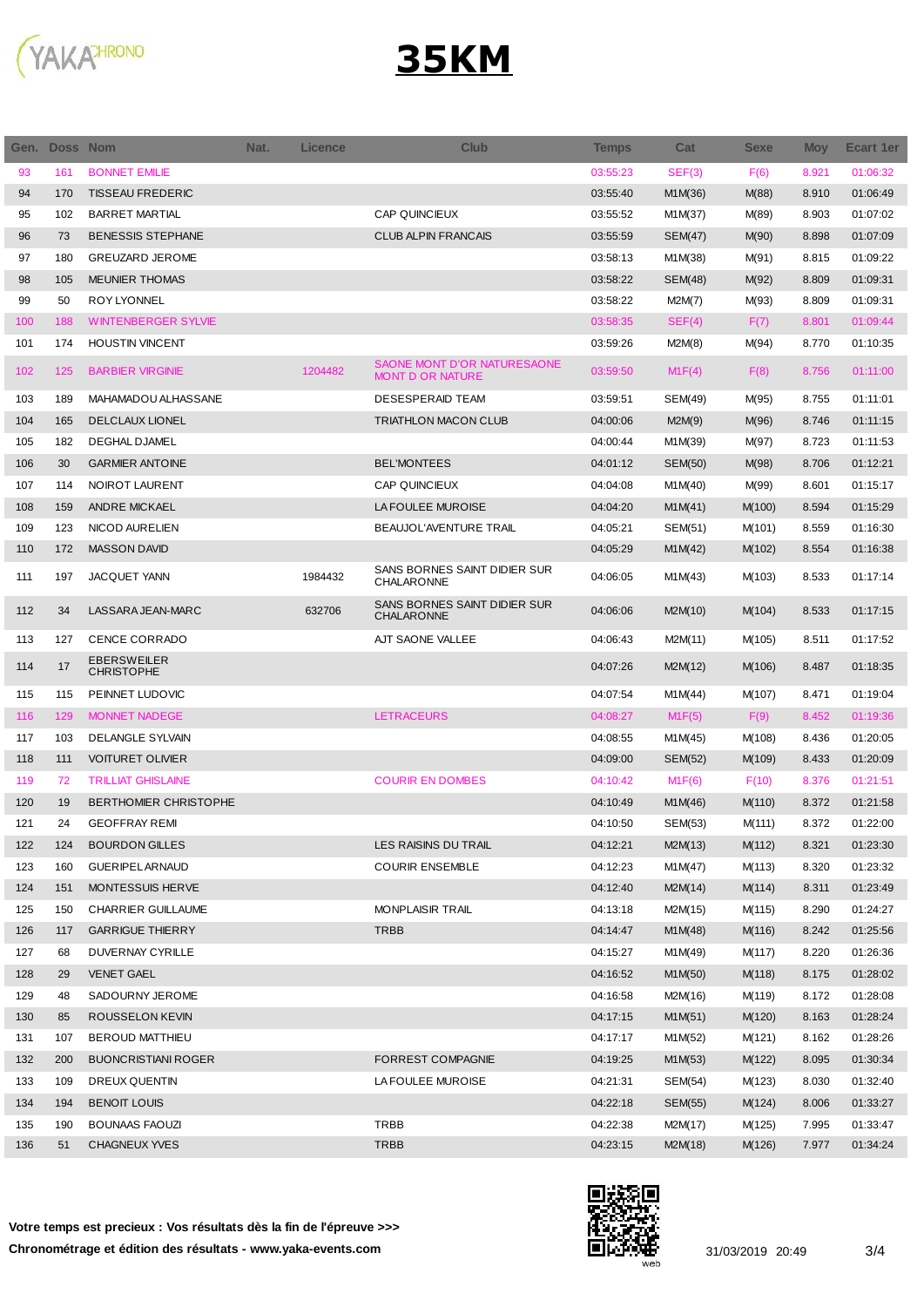# 35KM

| Gen. | Doss | Nom | Nat. | Licence | Club | Temps | Cat | Sexe | Moy | Ecart 1er |
|---|---|---|---|---|---|---|---|---|---|---|
| 93 | 161 | BONNET EMILIE | | | | 03:55:23 | SEF(3) | F(6) | 8.921 | 01:06:32 |
| 94 | 170 | TISSEAU FREDERIC | | | | 03:55:40 | M1M(36) | M(88) | 8.910 | 01:06:49 |
| 95 | 102 | BARRET MARTIAL | | | CAP QUINCIEUX | 03:55:52 | M1M(37) | M(89) | 8.903 | 01:07:02 |
| 96 | 73 | BENESSIS STEPHANE | | | CLUB ALPIN FRANCAIS | 03:55:59 | SEM(47) | M(90) | 8.898 | 01:07:09 |
| 97 | 180 | GREUZARD JEROME | | | | 03:58:13 | M1M(38) | M(91) | 8.815 | 01:09:22 |
| 98 | 105 | MEUNIER THOMAS | | | | 03:58:22 | SEM(48) | M(92) | 8.809 | 01:09:31 |
| 99 | 50 | ROY LYONNEL | | | | 03:58:22 | M2M(7) | M(93) | 8.809 | 01:09:31 |
| 100 | 188 | WINTENBERGER SYLVIE | | | | 03:58:35 | SEF(4) | F(7) | 8.801 | 01:09:44 |
| 101 | 174 | HOUSTIN VINCENT | | | | 03:59:26 | M2M(8) | M(94) | 8.770 | 01:10:35 |
| 102 | 125 | BARBIER VIRGINIE | | 1204482 | SAONE MONT D'OR NATURESAONE MONT D OR NATURE | 03:59:50 | M1F(4) | F(8) | 8.756 | 01:11:00 |
| 103 | 189 | MAHAMADOU ALHASSANE | | | DESESPERAID TEAM | 03:59:51 | SEM(49) | M(95) | 8.755 | 01:11:01 |
| 104 | 165 | DELCLAUX LIONEL | | | TRIATHLON MACON CLUB | 04:00:06 | M2M(9) | M(96) | 8.746 | 01:11:15 |
| 105 | 182 | DEGHAL DJAMEL | | | | 04:00:44 | M1M(39) | M(97) | 8.723 | 01:11:53 |
| 106 | 30 | GARMIER ANTOINE | | | BEL'MONTEES | 04:01:12 | SEM(50) | M(98) | 8.706 | 01:12:21 |
| 107 | 114 | NOIROT LAURENT | | | CAP QUINCIEUX | 04:04:08 | M1M(40) | M(99) | 8.601 | 01:15:17 |
| 108 | 159 | ANDRE MICKAEL | | | LA FOULEE MUROISE | 04:04:20 | M1M(41) | M(100) | 8.594 | 01:15:29 |
| 109 | 123 | NICOD AURELIEN | | | BEAUJOL'AVENTURE TRAIL | 04:05:21 | SEM(51) | M(101) | 8.559 | 01:16:30 |
| 110 | 172 | MASSON DAVID | | | | 04:05:29 | M1M(42) | M(102) | 8.554 | 01:16:38 |
| 111 | 197 | JACQUET YANN | | 1984432 | SANS BORNES SAINT DIDIER SUR CHALARONNE | 04:06:05 | M1M(43) | M(103) | 8.533 | 01:17:14 |
| 112 | 34 | LASSARA JEAN-MARC | | 632706 | SANS BORNES SAINT DIDIER SUR CHALARONNE | 04:06:06 | M2M(10) | M(104) | 8.533 | 01:17:15 |
| 113 | 127 | CENCE CORRADO | | | AJT SAONE VALLEE | 04:06:43 | M2M(11) | M(105) | 8.511 | 01:17:52 |
| 114 | 17 | EBERSWEILER CHRISTOPHE | | | | 04:07:26 | M2M(12) | M(106) | 8.487 | 01:18:35 |
| 115 | 115 | PEINNET LUDOVIC | | | | 04:07:54 | M1M(44) | M(107) | 8.471 | 01:19:04 |
| 116 | 129 | MONNET NADEGE | | | LETRACEURS | 04:08:27 | M1F(5) | F(9) | 8.452 | 01:19:36 |
| 117 | 103 | DELANGLE SYLVAIN | | | | 04:08:55 | M1M(45) | M(108) | 8.436 | 01:20:05 |
| 118 | 111 | VOITURET OLIVIER | | | | 04:09:00 | SEM(52) | M(109) | 8.433 | 01:20:09 |
| 119 | 72 | TRILLIAT GHISLAINE | | | COURIR EN DOMBES | 04:10:42 | M1F(6) | F(10) | 8.376 | 01:21:51 |
| 120 | 19 | BERTHOMIER CHRISTOPHE | | | | 04:10:49 | M1M(46) | M(110) | 8.372 | 01:21:58 |
| 121 | 24 | GEOFFRAY REMI | | | | 04:10:50 | SEM(53) | M(111) | 8.372 | 01:22:00 |
| 122 | 124 | BOURDON GILLES | | | LES RAISINS DU TRAIL | 04:12:21 | M2M(13) | M(112) | 8.321 | 01:23:30 |
| 123 | 160 | GUERIPEL ARNAUD | | | COURIR ENSEMBLE | 04:12:23 | M1M(47) | M(113) | 8.320 | 01:23:32 |
| 124 | 151 | MONTESSUIS HERVE | | | | 04:12:40 | M2M(14) | M(114) | 8.311 | 01:23:49 |
| 125 | 150 | CHARRIER GUILLAUME | | | MONPLAISIR TRAIL | 04:13:18 | M2M(15) | M(115) | 8.290 | 01:24:27 |
| 126 | 117 | GARRIGUE THIERRY | | | TRBB | 04:14:47 | M1M(48) | M(116) | 8.242 | 01:25:56 |
| 127 | 68 | DUVERNAY CYRILLE | | | | 04:15:27 | M1M(49) | M(117) | 8.220 | 01:26:36 |
| 128 | 29 | VENET GAEL | | | | 04:16:52 | M1M(50) | M(118) | 8.175 | 01:28:02 |
| 129 | 48 | SADOURNY JEROME | | | | 04:16:58 | M2M(16) | M(119) | 8.172 | 01:28:08 |
| 130 | 85 | ROUSSELON KEVIN | | | | 04:17:15 | M1M(51) | M(120) | 8.163 | 01:28:24 |
| 131 | 107 | BEROUD MATTHIEU | | | | 04:17:17 | M1M(52) | M(121) | 8.162 | 01:28:26 |
| 132 | 200 | BUONCRISTIANI ROGER | | | FORREST COMPAGNIE | 04:19:25 | M1M(53) | M(122) | 8.095 | 01:30:34 |
| 133 | 109 | DREUX QUENTIN | | | LA FOULEE MUROISE | 04:21:31 | SEM(54) | M(123) | 8.030 | 01:32:40 |
| 134 | 194 | BENOIT LOUIS | | | | 04:22:18 | SEM(55) | M(124) | 8.006 | 01:33:27 |
| 135 | 190 | BOUNAAS FAOUZI | | | TRBB | 04:22:38 | M2M(17) | M(125) | 7.995 | 01:33:47 |
| 136 | 51 | CHAGNEUX YVES | | | TRBB | 04:23:15 | M2M(18) | M(126) | 7.977 | 01:34:24 |

**Votre temps est precieux : Vos résultats dès la fin de l'épreuve >>>**

**Chronométrage et édition des résultats - www.yaka-events.com**

31/03/2019 20:49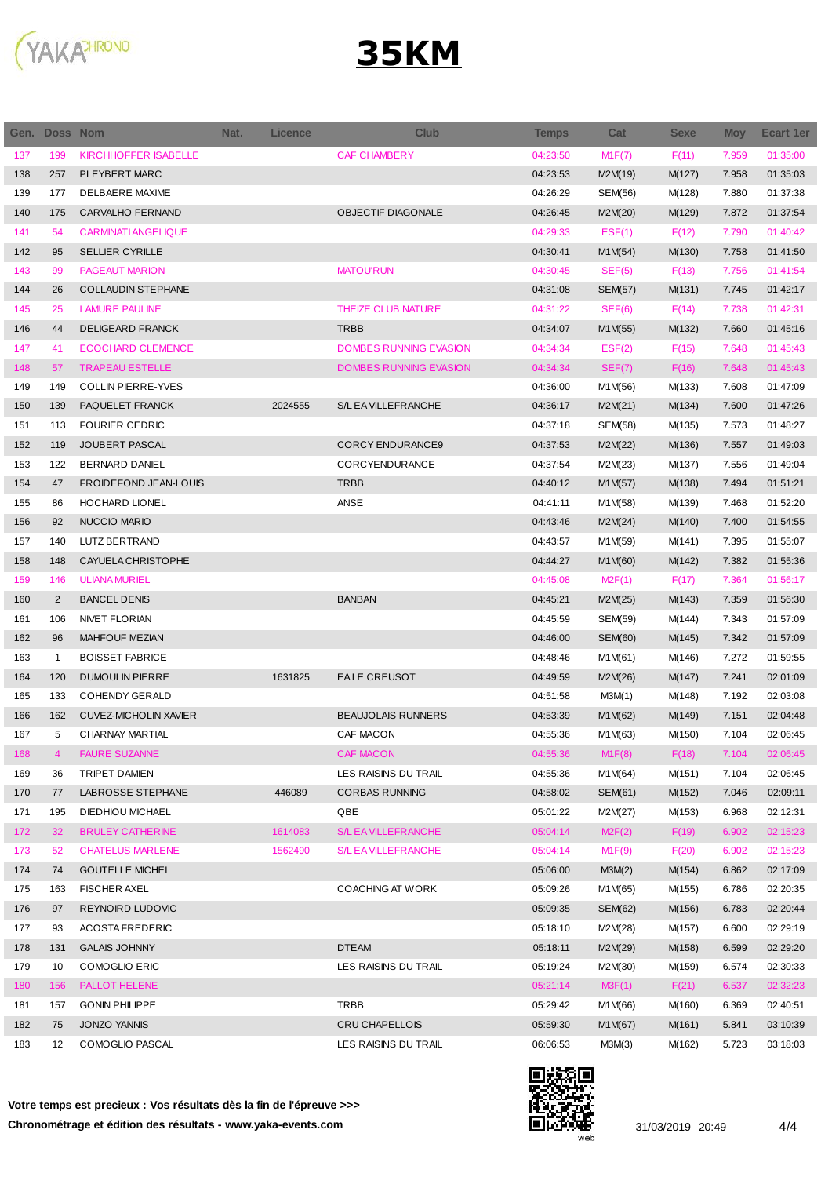# 35KM

| Gen. | Doss | Nom | Nat. | Licence | Club | Temps | Cat | Sexe | Moy | Ecart 1er |
|---|---|---|---|---|---|---|---|---|---|---|
| 137 | 199 | KIRCHHOFFER ISABELLE | | | CAF CHAMBERY | 04:23:50 | M1F(7) | F(11) | 7.959 | 01:35:00 |
| 138 | 257 | PLEYBERT MARC | | | | 04:23:53 | M2M(19) | M(127) | 7.958 | 01:35:03 |
| 139 | 177 | DELBAERE MAXIME | | | | 04:26:29 | SEM(56) | M(128) | 7.880 | 01:37:38 |
| 140 | 175 | CARVALHO FERNAND | | | OBJECTIF DIAGONALE | 04:26:45 | M2M(20) | M(129) | 7.872 | 01:37:54 |
| 141 | 54 | CARMINATI ANGELIQUE | | | | 04:29:33 | ESF(1) | F(12) | 7.790 | 01:40:42 |
| 142 | 95 | SELLIER CYRILLE | | | | 04:30:41 | M1M(54) | M(130) | 7.758 | 01:41:50 |
| 143 | 99 | PAGEAUT MARION | | | MATOU'RUN | 04:30:45 | SEF(5) | F(13) | 7.756 | 01:41:54 |
| 144 | 26 | COLLAUDIN STEPHANE | | | | 04:31:08 | SEM(57) | M(131) | 7.745 | 01:42:17 |
| 145 | 25 | LAMURE PAULINE | | | THEIZE CLUB NATURE | 04:31:22 | SEF(6) | F(14) | 7.738 | 01:42:31 |
| 146 | 44 | DELIGEARD FRANCK | | | TRBB | 04:34:07 | M1M(55) | M(132) | 7.660 | 01:45:16 |
| 147 | 41 | ECOCHARD CLEMENCE | | | DOMBES RUNNING EVASION | 04:34:34 | ESF(2) | F(15) | 7.648 | 01:45:43 |
| 148 | 57 | TRAPEAU ESTELLE | | | DOMBES RUNNING EVASION | 04:34:34 | SEF(7) | F(16) | 7.648 | 01:45:43 |
| 149 | 149 | COLLIN PIERRE-YVES | | | | 04:36:00 | M1M(56) | M(133) | 7.608 | 01:47:09 |
| 150 | 139 | PAQUELET FRANCK | | 2024555 | S/L EA VILLEFRANCHE | 04:36:17 | M2M(21) | M(134) | 7.600 | 01:47:26 |
| 151 | 113 | FOURIER CEDRIC | | | | 04:37:18 | SEM(58) | M(135) | 7.573 | 01:48:27 |
| 152 | 119 | JOUBERT PASCAL | | | CORCY ENDURANCE9 | 04:37:53 | M2M(22) | M(136) | 7.557 | 01:49:03 |
| 153 | 122 | BERNARD DANIEL | | | CORCYENDURANCE | 04:37:54 | M2M(23) | M(137) | 7.556 | 01:49:04 |
| 154 | 47 | FROIDEFOND JEAN-LOUIS | | | TRBB | 04:40:12 | M1M(57) | M(138) | 7.494 | 01:51:21 |
| 155 | 86 | HOCHARD LIONEL | | | ANSE | 04:41:11 | M1M(58) | M(139) | 7.468 | 01:52:20 |
| 156 | 92 | NUCCIO MARIO | | | | 04:43:46 | M2M(24) | M(140) | 7.400 | 01:54:55 |
| 157 | 140 | LUTZ BERTRAND | | | | 04:43:57 | M1M(59) | M(141) | 7.395 | 01:55:07 |
| 158 | 148 | CAYUELA CHRISTOPHE | | | | 04:44:27 | M1M(60) | M(142) | 7.382 | 01:55:36 |
| 159 | 146 | ULIANA MURIEL | | | | 04:45:08 | M2F(1) | F(17) | 7.364 | 01:56:17 |
| 160 | 2 | BANCEL DENIS | | | BANBAN | 04:45:21 | M2M(25) | M(143) | 7.359 | 01:56:30 |
| 161 | 106 | NIVET FLORIAN | | | | 04:45:59 | SEM(59) | M(144) | 7.343 | 01:57:09 |
| 162 | 96 | MAHFOUF MEZIAN | | | | 04:46:00 | SEM(60) | M(145) | 7.342 | 01:57:09 |
| 163 | 1 | BOISSET FABRICE | | | | 04:48:46 | M1M(61) | M(146) | 7.272 | 01:59:55 |
| 164 | 120 | DUMOULIN PIERRE | | 1631825 | EA LE CREUSOT | 04:49:59 | M2M(26) | M(147) | 7.241 | 02:01:09 |
| 165 | 133 | COHENDY GERALD | | | | 04:51:58 | M3M(1) | M(148) | 7.192 | 02:03:08 |
| 166 | 162 | CUVEZ-MICHOLIN XAVIER | | | BEAUJOLAIS RUNNERS | 04:53:39 | M1M(62) | M(149) | 7.151 | 02:04:48 |
| 167 | 5 | CHARNAY MARTIAL | | | CAF MACON | 04:55:36 | M1M(63) | M(150) | 7.104 | 02:06:45 |
| 168 | 4 | FAURE SUZANNE | | | CAF MACON | 04:55:36 | M1F(8) | F(18) | 7.104 | 02:06:45 |
| 169 | 36 | TRIPET DAMIEN | | | LES RAISINS DU TRAIL | 04:55:36 | M1M(64) | M(151) | 7.104 | 02:06:45 |
| 170 | 77 | LABROSSE STEPHANE | | 446089 | CORBAS RUNNING | 04:58:02 | SEM(61) | M(152) | 7.046 | 02:09:11 |
| 171 | 195 | DIEDHIOU MICHAEL | | | QBE | 05:01:22 | M2M(27) | M(153) | 6.968 | 02:12:31 |
| 172 | 32 | BRULEY CATHERINE | | 1614083 | S/L EA VILLEFRANCHE | 05:04:14 | M2F(2) | F(19) | 6.902 | 02:15:23 |
| 173 | 52 | CHATELUS MARLENE | | 1562490 | S/L EA VILLEFRANCHE | 05:04:14 | M1F(9) | F(20) | 6.902 | 02:15:23 |
| 174 | 74 | GOUTELLE MICHEL | | | | 05:06:00 | M3M(2) | M(154) | 6.862 | 02:17:09 |
| 175 | 163 | FISCHER AXEL | | | COACHING AT WORK | 05:09:26 | M1M(65) | M(155) | 6.786 | 02:20:35 |
| 176 | 97 | REYNOIRD LUDOVIC | | | | 05:09:35 | SEM(62) | M(156) | 6.783 | 02:20:44 |
| 177 | 93 | ACOSTA FREDERIC | | | | 05:18:10 | M2M(28) | M(157) | 6.600 | 02:29:19 |
| 178 | 131 | GALAIS JOHNNY | | | DTEAM | 05:18:11 | M2M(29) | M(158) | 6.599 | 02:29:20 |
| 179 | 10 | COMOGLIO ERIC | | | LES RAISINS DU TRAIL | 05:19:24 | M2M(30) | M(159) | 6.574 | 02:30:33 |
| 180 | 156 | PALLOT HELENE | | | | 05:21:14 | M3F(1) | F(21) | 6.537 | 02:32:23 |
| 181 | 157 | GONIN PHILIPPE | | | TRBB | 05:29:42 | M1M(66) | M(160) | 6.369 | 02:40:51 |
| 182 | 75 | JONZO YANNIS | | | CRU CHAPELLOIS | 05:59:30 | M1M(67) | M(161) | 5.841 | 03:10:39 |
| 183 | 12 | COMOGLIO PASCAL | | | LES RAISINS DU TRAIL | 06:06:53 | M3M(3) | M(162) | 5.723 | 03:18:03 |

**Votre temps est precieux : Vos résultats dès la fin de l'épreuve >>>**

**Chronométrage et édition des résultats - www.yaka-events.com**

31/03/2019 20:49